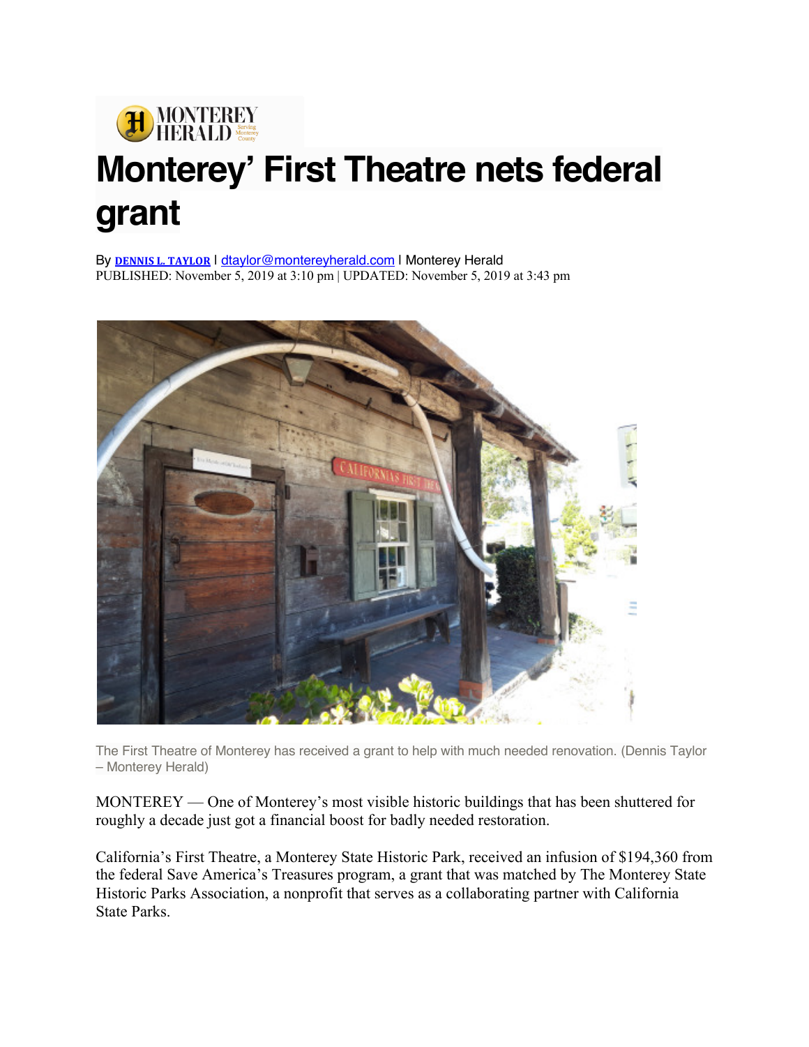# Monterey' First Theatre nets federal grant

By **DENNIS L. TAYLOR** | dtaylor@montereyherald.com | Monterey Herald
PUBLISHED: November 5, 2019 at 3:10 pm | UPDATED: November 5, 2019 at 3:43 pm

The First Theatre of Monterey has received a grant to help with much needed renovation. (Dennis Taylor – Monterey Herald)

MONTEREY — One of Monterey's most visible historic buildings that has been shuttered for roughly a decade just got a financial boost for badly needed restoration.

California's First Theatre, a Monterey State Historic Park, received an infusion of $194,360 from the federal Save America's Treasures program, a grant that was matched by The Monterey State Historic Parks Association, a nonprofit that serves as a collaborating partner with California State Parks.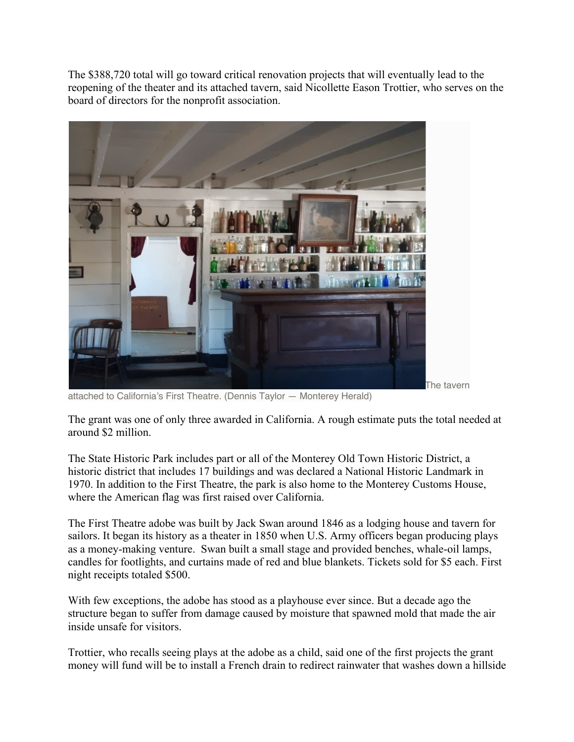The $388,720 total will go toward critical renovation projects that will eventually lead to the reopening of the theater and its attached tavern, said Nicollette Eason Trottier, who serves on the board of directors for the nonprofit association.

The tavern attached to California's First Theatre. (Dennis Taylor — Monterey Herald)

The grant was one of only three awarded in California. A rough estimate puts the total needed at around $2 million.

The State Historic Park includes part or all of the Monterey Old Town Historic District, a historic district that includes 17 buildings and was declared a National Historic Landmark in 1970. In addition to the First Theatre, the park is also home to the Monterey Customs House, where the American flag was first raised over California.

The First Theatre adobe was built by Jack Swan around 1846 as a lodging house and tavern for sailors. It began its history as a theater in 1850 when U.S. Army officers began producing plays as a money-making venture. Swan built a small stage and provided benches, whale-oil lamps, candles for footlights, and curtains made of red and blue blankets. Tickets sold for $5 each. First night receipts totaled $500.

With few exceptions, the adobe has stood as a playhouse ever since. But a decade ago the structure began to suffer from damage caused by moisture that spawned mold that made the air inside unsafe for visitors.

Trottier, who recalls seeing plays at the adobe as a child, said one of the first projects the grant money will fund will be to install a French drain to redirect rainwater that washes down a hillside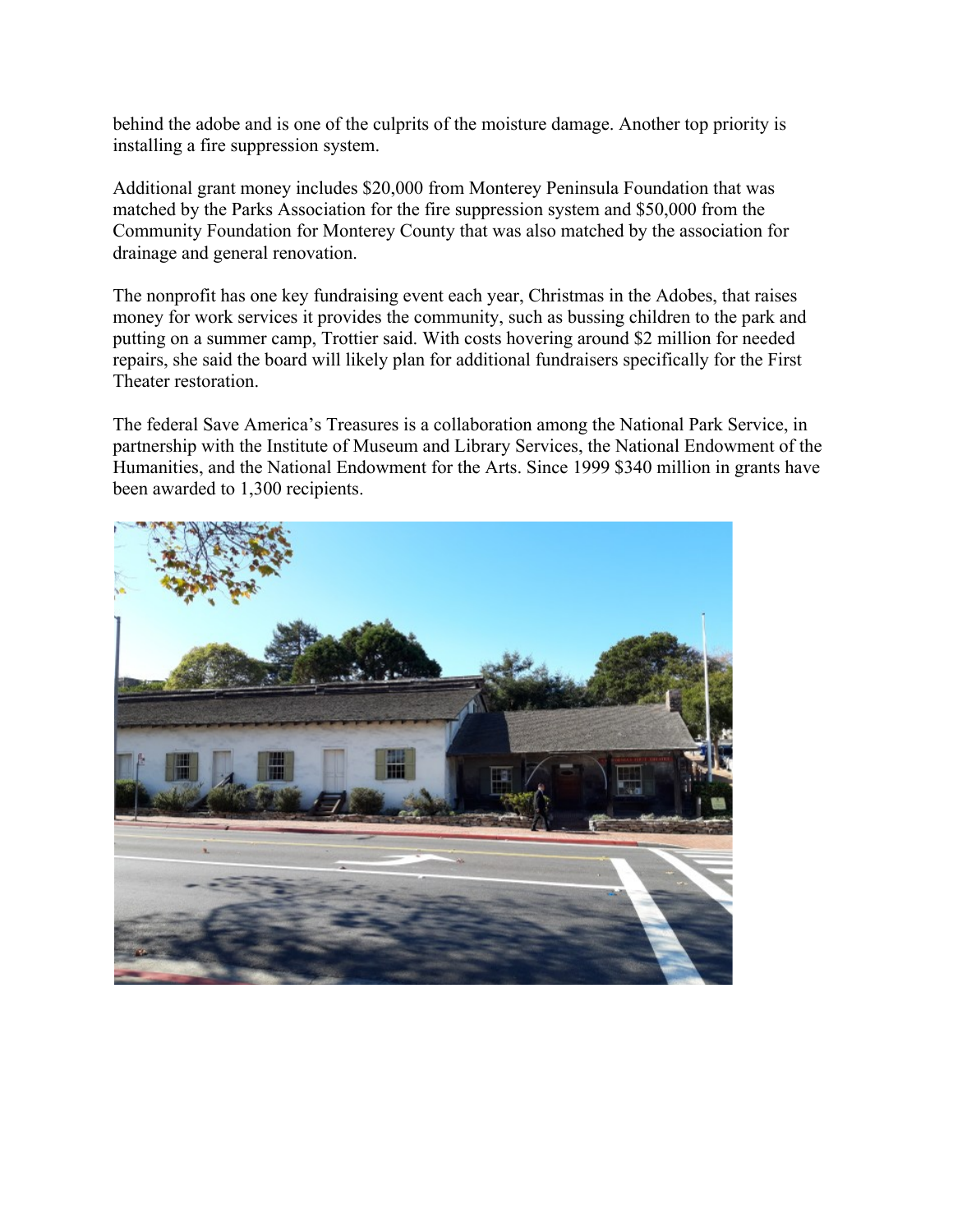behind the adobe and is one of the culprits of the moisture damage. Another top priority is installing a fire suppression system.

Additional grant money includes $20,000 from Monterey Peninsula Foundation that was matched by the Parks Association for the fire suppression system and $50,000 from the Community Foundation for Monterey County that was also matched by the association for drainage and general renovation.

The nonprofit has one key fundraising event each year, Christmas in the Adobes, that raises money for work services it provides the community, such as bussing children to the park and putting on a summer camp, Trottier said. With costs hovering around $2 million for needed repairs, she said the board will likely plan for additional fundraisers specifically for the First Theater restoration.

The federal Save America's Treasures is a collaboration among the National Park Service, in partnership with the Institute of Museum and Library Services, the National Endowment of the Humanities, and the National Endowment for the Arts. Since 1999 $340 million in grants have been awarded to 1,300 recipients.